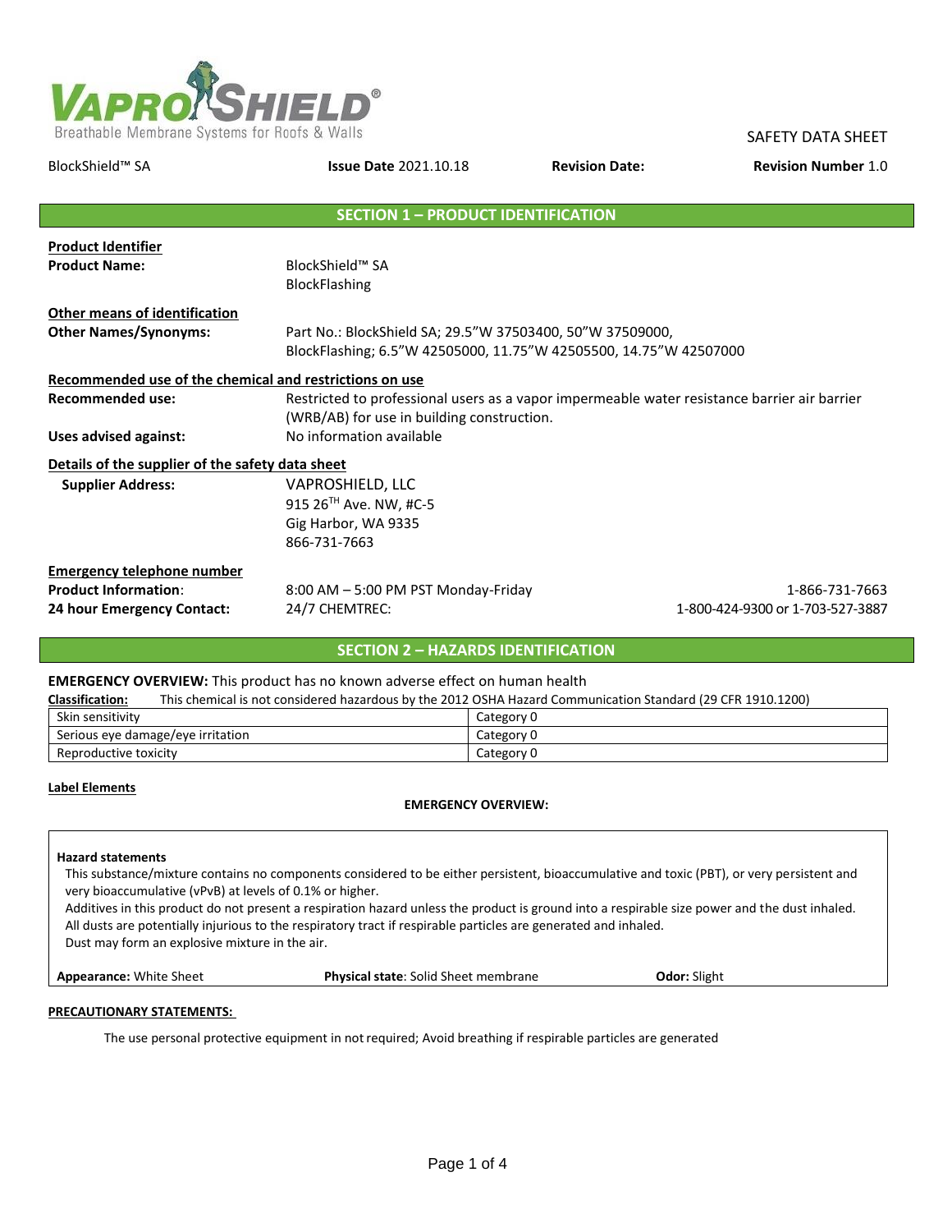VAPROSHIELD®
Breathable Membrane Systems for Roofs & Walls

SAFETY DATA SHEET

BlockShield™ SA | **Issue Date** 2021.10.18 | **Revision Date:** | **Revision Number** 1.0

## SECTION 1 – PRODUCT IDENTIFICATION

**Product Identifier**

**Product Name:** BlockShield™ SA
BlockFlashing

**Other means of identification**

**Other Names/Synonyms:** Part No.: BlockShield SA; 29.5"W 37503400, 50"W 37509000, BlockFlashing; 6.5"W 42505000, 11.75"W 42505500, 14.75"W 42507000

**Recommended use of the chemical and restrictions on use**

**Recommended use:** Restricted to professional users as a vapor impermeable water resistance barrier air barrier (WRB/AB) for use in building construction.

**Uses advised against:** No information available

**Details of the supplier of the safety data sheet**

**Supplier Address:**
VAPROSHIELD, LLC
915 26TH Ave. NW, #C-5
Gig Harbor, WA 9335
866-731-7663

**Emergency telephone number**

**Product Information**: 8:00 AM – 5:00 PM PST Monday-Friday 1-866-731-7663

**24 hour Emergency Contact:** 24/7 CHEMTREC: 1-800-424-9300 or 1-703-527-3887

## SECTION 2 – HAZARDS IDENTIFICATION

**EMERGENCY OVERVIEW:** This product has no known adverse effect on human health

**Classification:** This chemical is not considered hazardous by the 2012 OSHA Hazard Communication Standard (29 CFR 1910.1200)

| | |
|---|---|
| Skin sensitivity | Category 0 |
| Serious eye damage/eye irritation | Category 0 |
| Reproductive toxicity | Category 0 |

**Label Elements**

**EMERGENCY OVERVIEW:**

**Hazard statements**

This substance/mixture contains no components considered to be either persistent, bioaccumulative and toxic (PBT), or very persistent and very bioaccumulative (vPvB) at levels of 0.1% or higher.

Additives in this product do not present a respiration hazard unless the product is ground into a respirable size power and the dust inhaled. All dusts are potentially injurious to the respiratory tract if respirable particles are generated and inhaled.

Dust may form an explosive mixture in the air.

**Appearance:** White Sheet | **Physical state**: Solid Sheet membrane | **Odor:** Slight

**PRECAUTIONARY STATEMENTS:**

The use personal protective equipment in not required; Avoid breathing if respirable particles are generated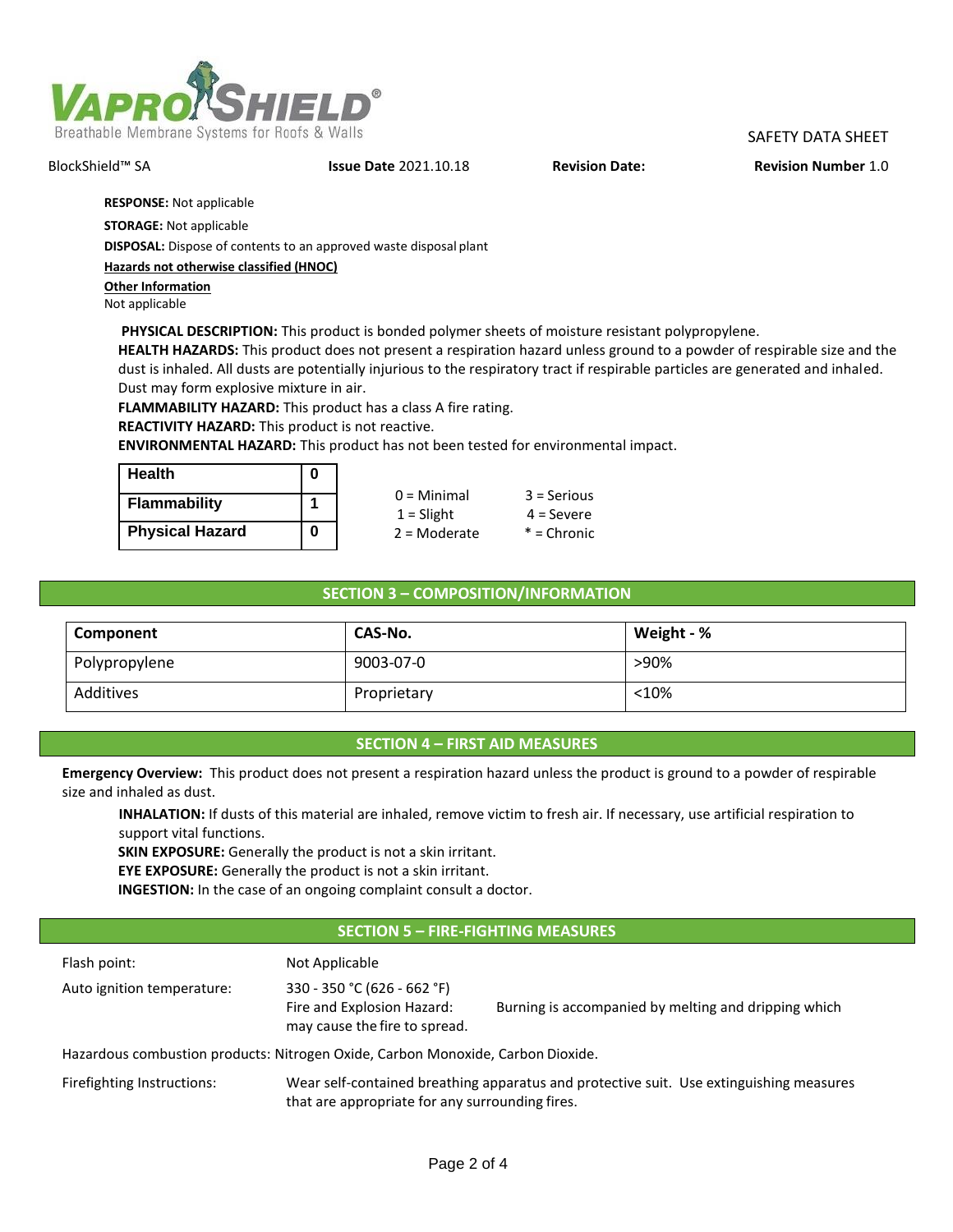**RESPONSE:** Not applicable

**STORAGE:** Not applicable

**DISPOSAL:** Dispose of contents to an approved waste disposal plant

**Hazards not otherwise classified (HNOC)**

**Other Information**

Not applicable

**PHYSICAL DESCRIPTION:** This product is bonded polymer sheets of moisture resistant polypropylene.

**HEALTH HAZARDS:** This product does not present a respiration hazard unless ground to a powder of respirable size and the dust is inhaled. All dusts are potentially injurious to the respiratory tract if respirable particles are generated and inhaled. Dust may form explosive mixture in air.

**FLAMMABILITY HAZARD:** This product has a class A fire rating.

**REACTIVITY HAZARD:** This product is not reactive.

**ENVIRONMENTAL HAZARD:** This product has not been tested for environmental impact.

| Health | 0 |
|---|---|
| Flammability | 1 |
| Physical Hazard | 0 |

0 = Minimal  3 = Serious
1 = Slight  4 = Severe
2 = Moderate  * = Chronic

## SECTION 3 – COMPOSITION/INFORMATION

| Component | CAS-No. | Weight - % |
|---|---|---|
| Polypropylene | 9003-07-0 | >90% |
| Additives | Proprietary | <10% |

## SECTION 4 – FIRST AID MEASURES

**Emergency Overview:** This product does not present a respiration hazard unless the product is ground to a powder of respirable size and inhaled as dust.

**INHALATION:** If dusts of this material are inhaled, remove victim to fresh air. If necessary, use artificial respiration to support vital functions.

**SKIN EXPOSURE:** Generally the product is not a skin irritant.

**EYE EXPOSURE:** Generally the product is not a skin irritant.

**INGESTION:** In the case of an ongoing complaint consult a doctor.

## SECTION 5 – FIRE-FIGHTING MEASURES

Flash point: Not Applicable

Auto ignition temperature: 330 - 350 °C (626 - 662 °F)

Fire and Explosion Hazard: Burning is accompanied by melting and dripping which may cause the fire to spread.

Hazardous combustion products: Nitrogen Oxide, Carbon Monoxide, Carbon Dioxide.

Firefighting Instructions: Wear self-contained breathing apparatus and protective suit. Use extinguishing measures that are appropriate for any surrounding fires.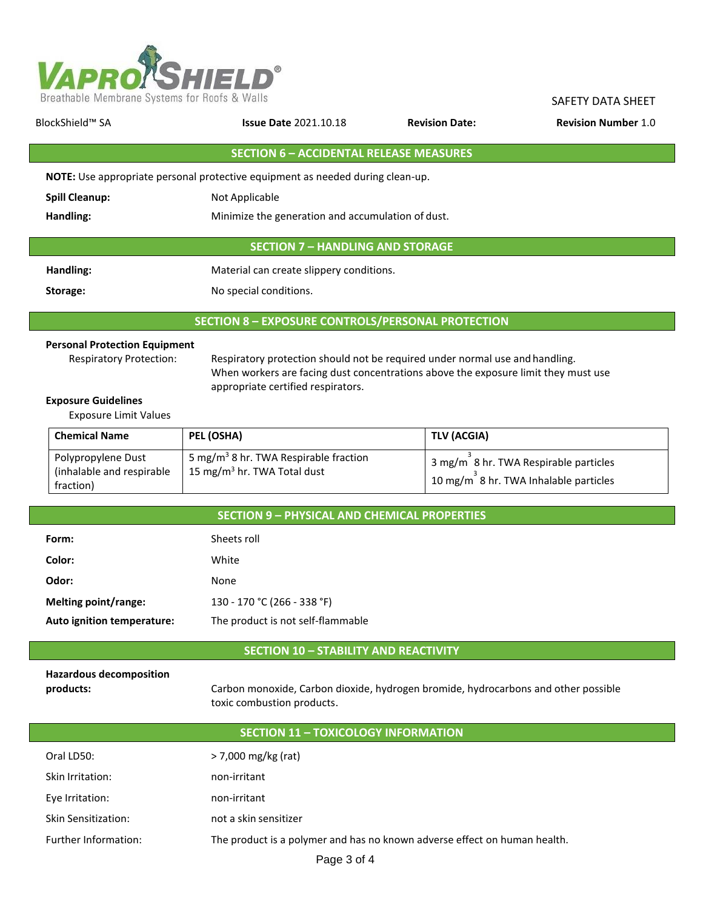## SECTION 6 – ACCIDENTAL RELEASE MEASURES

**NOTE:** Use appropriate personal protective equipment as needed during clean-up.

**Spill Cleanup:** Not Applicable

**Handling:** Minimize the generation and accumulation of dust.

## SECTION 7 – HANDLING AND STORAGE

**Handling:** Material can create slippery conditions.

**Storage:** No special conditions.

## SECTION 8 – EXPOSURE CONTROLS/PERSONAL PROTECTION

**Personal Protection Equipment**

Respiratory Protection: Respiratory protection should not be required under normal use and handling. When workers are facing dust concentrations above the exposure limit they must use appropriate certified respirators.

**Exposure Guidelines**

Exposure Limit Values

| Chemical Name | PEL (OSHA) | TLV (ACGIA) |
|---|---|---|
| Polypropylene Dust (inhalable and respirable fraction) | 5 mg/m$^3$ 8 hr. TWA Respirable fraction<br>15 mg/m$^3$ hr. TWA Total dust | 3 mg/m$^3$ 8 hr. TWA Respirable particles<br>10 mg/m$^3$ 8 hr. TWA Inhalable particles |

## SECTION 9 – PHYSICAL AND CHEMICAL PROPERTIES

**Form:** Sheets roll

**Color:** White

**Odor:** None

**Melting point/range:** 130 - 170 °C (266 - 338 °F)

**Auto ignition temperature:** The product is not self-flammable

## SECTION 10 – STABILITY AND REACTIVITY

**Hazardous decomposition products:** Carbon monoxide, Carbon dioxide, hydrogen bromide, hydrocarbons and other possible toxic combustion products.

## SECTION 11 – TOXICOLOGY INFORMATION

Oral LD50: > 7,000 mg/kg (rat)

Skin Irritation: non-irritant

Eye Irritation: non-irritant

Skin Sensitization: not a skin sensitizer

Further Information: The product is a polymer and has no known adverse effect on human health.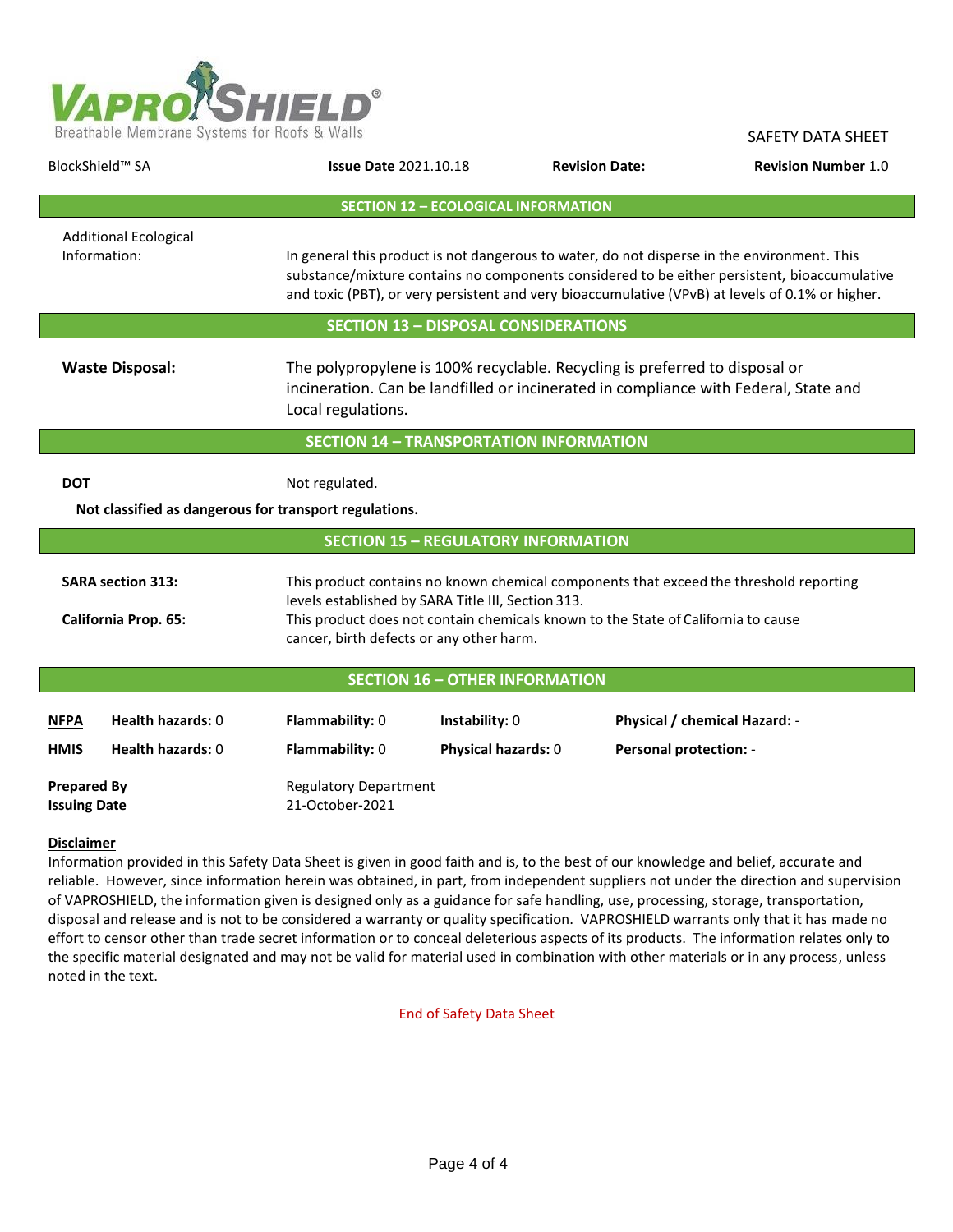SAFETY DATA SHEET

| BlockShield™ SA | **Issue Date** 2021.10.18 | **Revision Date:** | **Revision Number** 1.0 |
|---|---|---|---|

## SECTION 12 – ECOLOGICAL INFORMATION

| | |
|---|---|
| Additional Ecological Information: | In general this product is not dangerous to water, do not disperse in the environment. This substance/mixture contains no components considered to be either persistent, bioaccumulative and toxic (PBT), or very persistent and very bioaccumulative (VPvB) at levels of 0.1% or higher. |

## SECTION 13 – DISPOSAL CONSIDERATIONS

| | |
|---|---|
| **Waste Disposal:** | The polypropylene is 100% recyclable. Recycling is preferred to disposal or incineration. Can be landfilled or incinerated in compliance with Federal, State and Local regulations. |

## SECTION 14 – TRANSPORTATION INFORMATION

| | |
|---|---|
| **DOT** | Not regulated. |

**Not classified as dangerous for transport regulations.**

## SECTION 15 – REGULATORY INFORMATION

| | |
|---|---|
| **SARA section 313:** | This product contains no known chemical components that exceed the threshold reporting levels established by SARA Title III, Section 313. |
| **California Prop. 65:** | This product does not contain chemicals known to the State of California to cause cancer, birth defects or any other harm. |

## SECTION 16 – OTHER INFORMATION

| | | | | |
|---|---|---|---|---|
| **NFPA** | **Health hazards:** 0 | **Flammability:** 0 | **Instability:** 0 | **Physical / chemical Hazard:** - |
| **HMIS** | **Health hazards:** 0 | **Flammability:** 0 | **Physical hazards:** 0 | **Personal protection:** - |

| | |
|---|---|
| **Prepared By** | Regulatory Department |
| **Issuing Date** | 21-October-2021 |

**Disclaimer**

Information provided in this Safety Data Sheet is given in good faith and is, to the best of our knowledge and belief, accurate and reliable. However, since information herein was obtained, in part, from independent suppliers not under the direction and supervision of VAPROSHIELD, the information given is designed only as a guidance for safe handling, use, processing, storage, transportation, disposal and release and is not to be considered a warranty or quality specification. VAPROSHIELD warrants only that it has made no effort to censor other than trade secret information or to conceal deleterious aspects of its products. The information relates only to the specific material designated and may not be valid for material used in combination with other materials or in any process, unless noted in the text.

End of Safety Data Sheet